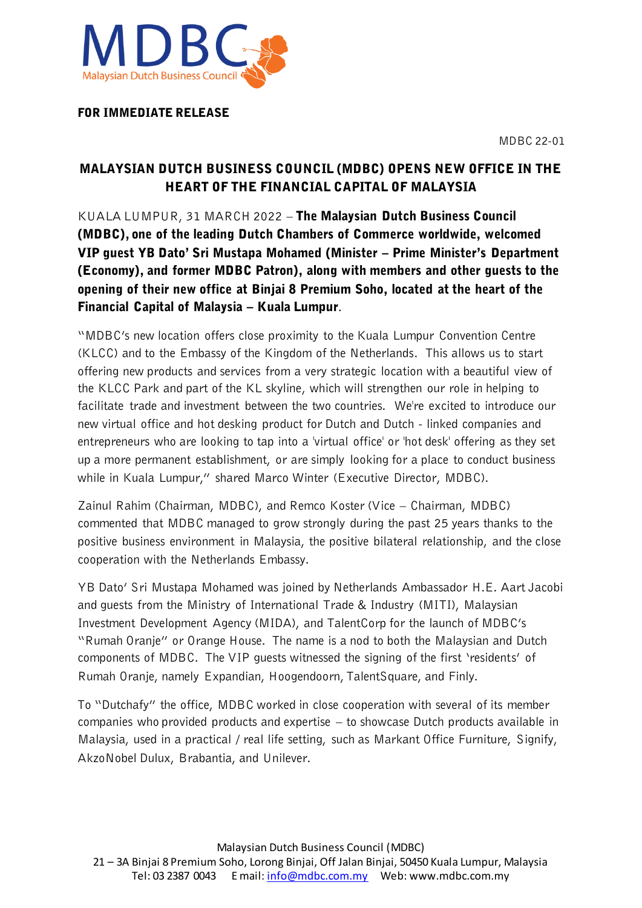**FOR IMMEDIATE RELEASE**

MDBC 22-01

## MALAYSIAN DUTCH BUSINESS COUNCIL (MDBC) OPENS NEW OFFICE IN THE HEART OF THE FINANCIAL CAPITAL OF MALAYSIA

KUALA LUMPUR, 31 MARCH 2022 – **The Malaysian Dutch Business Council (MDBC), one of the leading Dutch Chambers of Commerce worldwide, welcomed VIP guest YB Dato' Sri Mustapa Mohamed (Minister – Prime Minister's Department (Economy), and former MDBC Patron), along with members and other guests to the opening of their new office at Binjai 8 Premium Soho, located at the heart of the Financial Capital of Malaysia – Kuala Lumpur**.

"MDBC's new location offers close proximity to the Kuala Lumpur Convention Centre (KLCC) and to the Embassy of the Kingdom of the Netherlands. This allows us to start offering new products and services from a very strategic location with a beautiful view of the KLCC Park and part of the KL skyline, which will strengthen our role in helping to facilitate trade and investment between the two countries. We're excited to introduce our new virtual office and hot desking product for Dutch and Dutch - linked companies and entrepreneurs who are looking to tap into a 'virtual office' or 'hot desk' offering as they set up a more permanent establishment, or are simply looking for a place to conduct business while in Kuala Lumpur," shared Marco Winter (Executive Director, MDBC).

Zainul Rahim (Chairman, MDBC), and Remco Koster (Vice – Chairman, MDBC) commented that MDBC managed to grow strongly during the past 25 years thanks to the positive business environment in Malaysia, the positive bilateral relationship, and the close cooperation with the Netherlands Embassy.

YB Dato' Sri Mustapa Mohamed was joined by Netherlands Ambassador H.E. Aart Jacobi and guests from the Ministry of International Trade & Industry (MITI), Malaysian Investment Development Agency (MIDA), and TalentCorp for the launch of MDBC's "Rumah Oranje" or Orange House. The name is a nod to both the Malaysian and Dutch components of MDBC. The VIP guests witnessed the signing of the first 'residents' of Rumah Oranje, namely Expandian, Hoogendoorn, TalentSquare, and Finly.

To "Dutchafy" the office, MDBC worked in close cooperation with several of its member companies who provided products and expertise – to showcase Dutch products available in Malaysia, used in a practical / real life setting, such as Markant Office Furniture, Signify, AkzoNobel Dulux, Brabantia, and Unilever.

Malaysian Dutch Business Council (MDBC)
21 – 3A Binjai 8 Premium Soho, Lorong Binjai, Off Jalan Binjai, 50450 Kuala Lumpur, Malaysia
Tel: 03 2387 0043 E mail: info@mdbc.com.my Web: www.mdbc.com.my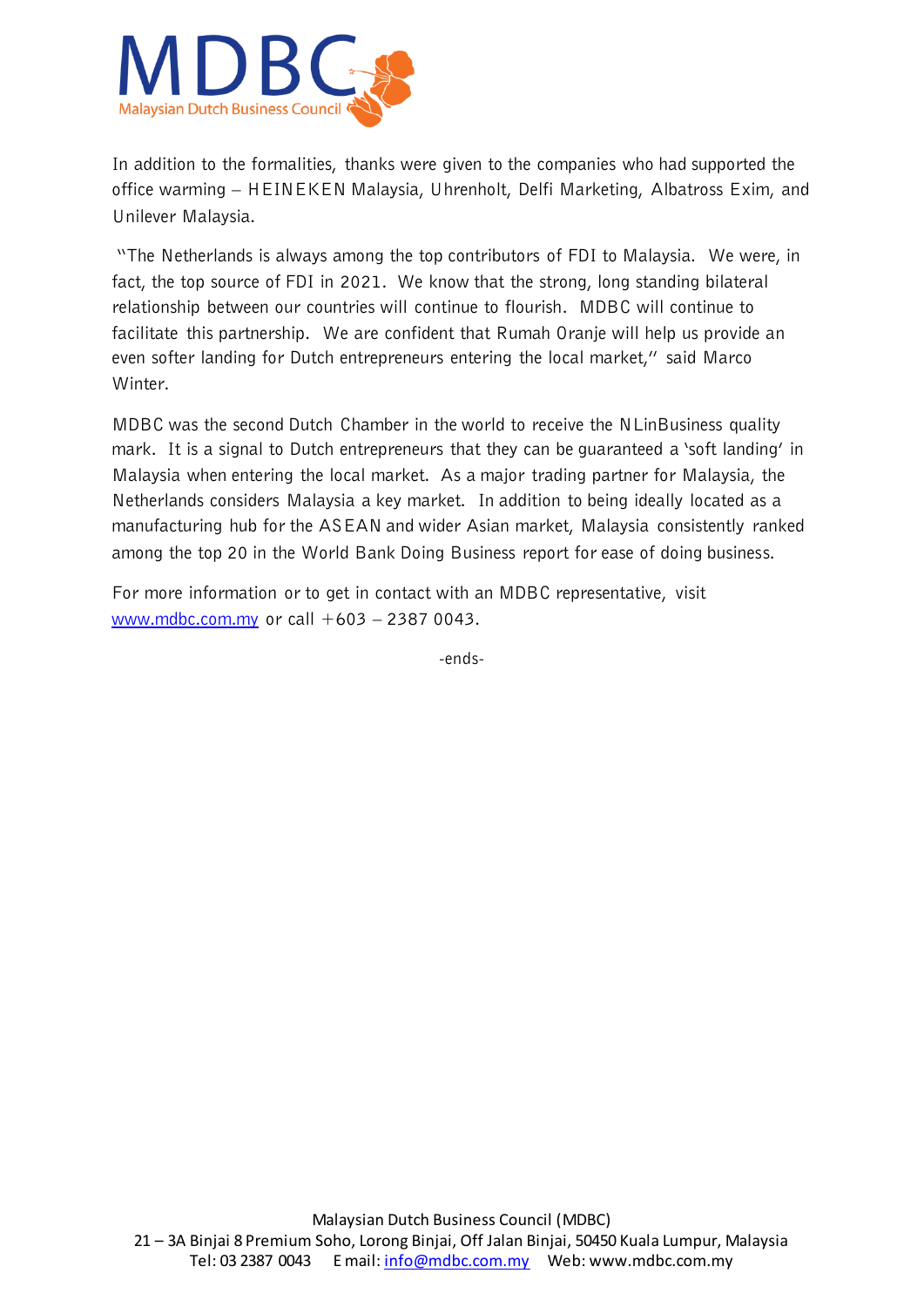In addition to the formalities, thanks were given to the companies who had supported the office warming – HEINEKEN Malaysia, Uhrenholt, Delfi Marketing, Albatross Exim, and Unilever Malaysia.

"The Netherlands is always among the top contributors of FDI to Malaysia. We were, in fact, the top source of FDI in 2021. We know that the strong, long standing bilateral relationship between our countries will continue to flourish. MDBC will continue to facilitate this partnership. We are confident that Rumah Oranje will help us provide an even softer landing for Dutch entrepreneurs entering the local market," said Marco Winter.

MDBC was the second Dutch Chamber in the world to receive the NLinBusiness quality mark. It is a signal to Dutch entrepreneurs that they can be guaranteed a 'soft landing' in Malaysia when entering the local market. As a major trading partner for Malaysia, the Netherlands considers Malaysia a key market. In addition to being ideally located as a manufacturing hub for the ASEAN and wider Asian market, Malaysia consistently ranked among the top 20 in the World Bank Doing Business report for ease of doing business.

For more information or to get in contact with an MDBC representative, visit www.mdbc.com.my or call +603 – 2387 0043.

-ends-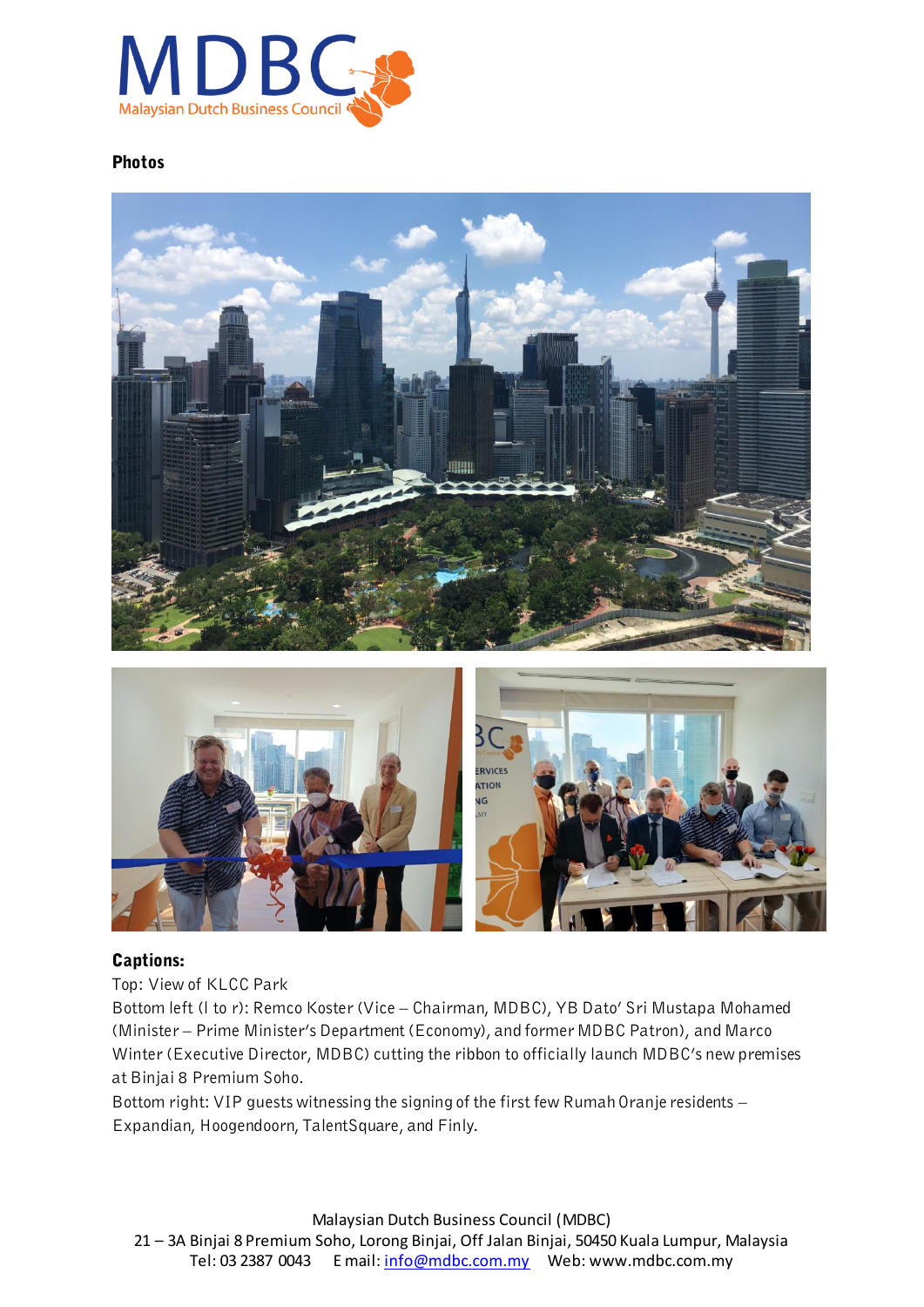**Photos**

**Captions:**

Top: View of KLCC Park

Bottom left (l to r): Remco Koster (Vice – Chairman, MDBC), YB Dato' Sri Mustapa Mohamed (Minister – Prime Minister's Department (Economy), and former MDBC Patron), and Marco Winter (Executive Director, MDBC) cutting the ribbon to officially launch MDBC's new premises at Binjai 8 Premium Soho.

Bottom right: VIP guests witnessing the signing of the first few Rumah Oranje residents – Expandian, Hoogendoorn, TalentSquare, and Finly.

Malaysian Dutch Business Council (MDBC)
21 – 3A Binjai 8 Premium Soho, Lorong Binjai, Off Jalan Binjai, 50450 Kuala Lumpur, Malaysia
Tel: 03 2387 0043 E mail: info@mdbc.com.my Web: www.mdbc.com.my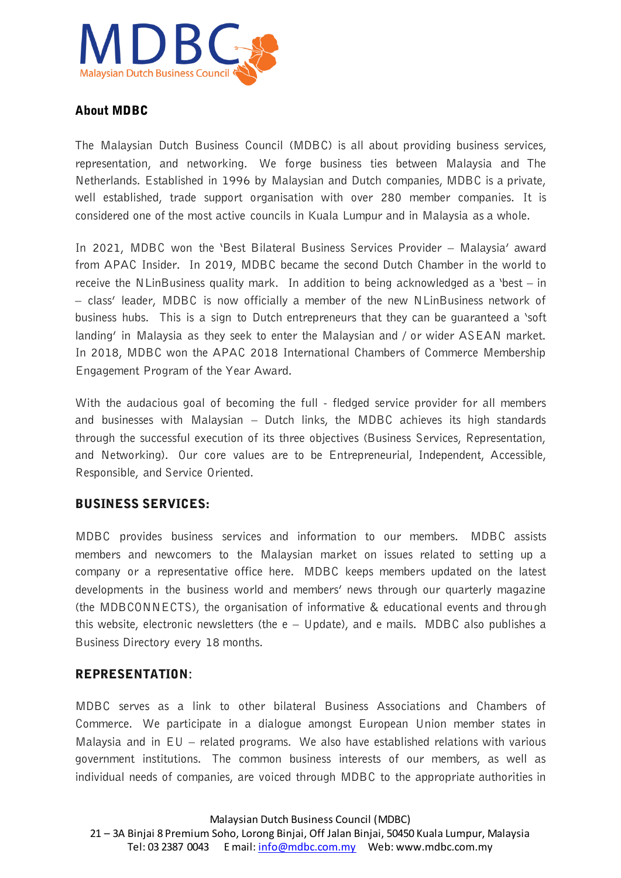## About MDBC

The Malaysian Dutch Business Council (MDBC) is all about providing business services, representation, and networking. We forge business ties between Malaysia and The Netherlands. Established in 1996 by Malaysian and Dutch companies, MDBC is a private, well established, trade support organisation with over 280 member companies. It is considered one of the most active councils in Kuala Lumpur and in Malaysia as a whole.

In 2021, MDBC won the 'Best Bilateral Business Services Provider – Malaysia' award from APAC Insider. In 2019, MDBC became the second Dutch Chamber in the world to receive the NLinBusiness quality mark. In addition to being acknowledged as a 'best – in – class' leader, MDBC is now officially a member of the new NLinBusiness network of business hubs. This is a sign to Dutch entrepreneurs that they can be guaranteed a 'soft landing' in Malaysia as they seek to enter the Malaysian and / or wider ASEAN market. In 2018, MDBC won the APAC 2018 International Chambers of Commerce Membership Engagement Program of the Year Award.

With the audacious goal of becoming the full - fledged service provider for all members and businesses with Malaysian – Dutch links, the MDBC achieves its high standards through the successful execution of its three objectives (Business Services, Representation, and Networking). Our core values are to be Entrepreneurial, Independent, Accessible, Responsible, and Service Oriented.

## BUSINESS SERVICES:

MDBC provides business services and information to our members. MDBC assists members and newcomers to the Malaysian market on issues related to setting up a company or a representative office here. MDBC keeps members updated on the latest developments in the business world and members' news through our quarterly magazine (the MDBCONNECTS), the organisation of informative & educational events and through this website, electronic newsletters (the e – Update), and e mails. MDBC also publishes a Business Directory every 18 months.

## REPRESENTATION:

MDBC serves as a link to other bilateral Business Associations and Chambers of Commerce. We participate in a dialogue amongst European Union member states in Malaysia and in EU – related programs. We also have established relations with various government institutions. The common business interests of our members, as well as individual needs of companies, are voiced through MDBC to the appropriate authorities in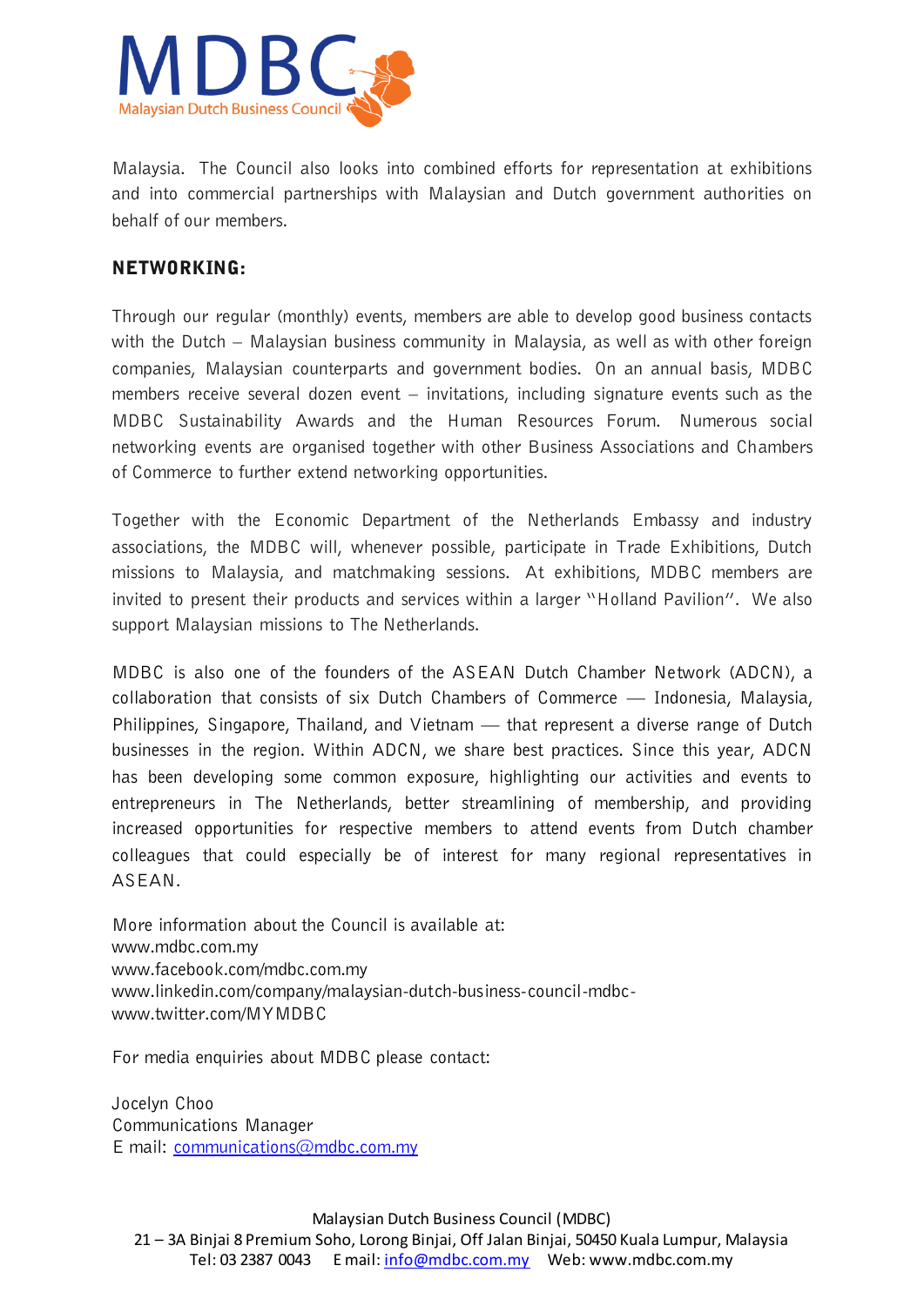Malaysia. The Council also looks into combined efforts for representation at exhibitions and into commercial partnerships with Malaysian and Dutch government authorities on behalf of our members.

## NETWORKING:

Through our regular (monthly) events, members are able to develop good business contacts with the Dutch – Malaysian business community in Malaysia, as well as with other foreign companies, Malaysian counterparts and government bodies. On an annual basis, MDBC members receive several dozen event – invitations, including signature events such as the MDBC Sustainability Awards and the Human Resources Forum. Numerous social networking events are organised together with other Business Associations and Chambers of Commerce to further extend networking opportunities.

Together with the Economic Department of the Netherlands Embassy and industry associations, the MDBC will, whenever possible, participate in Trade Exhibitions, Dutch missions to Malaysia, and matchmaking sessions. At exhibitions, MDBC members are invited to present their products and services within a larger "Holland Pavilion". We also support Malaysian missions to The Netherlands.

MDBC is also one of the founders of the ASEAN Dutch Chamber Network (ADCN), a collaboration that consists of six Dutch Chambers of Commerce — Indonesia, Malaysia, Philippines, Singapore, Thailand, and Vietnam — that represent a diverse range of Dutch businesses in the region. Within ADCN, we share best practices. Since this year, ADCN has been developing some common exposure, highlighting our activities and events to entrepreneurs in The Netherlands, better streamlining of membership, and providing increased opportunities for respective members to attend events from Dutch chamber colleagues that could especially be of interest for many regional representatives in ASEAN.

More information about the Council is available at:
www.mdbc.com.my
www.facebook.com/mdbc.com.my
www.linkedin.com/company/malaysian-dutch-business-council-mdbc-
www.twitter.com/MYMDBC

For media enquiries about MDBC please contact:

Jocelyn Choo
Communications Manager
E mail: communications@mdbc.com.my

Malaysian Dutch Business Council (MDBC)
21 – 3A Binjai 8 Premium Soho, Lorong Binjai, Off Jalan Binjai, 50450 Kuala Lumpur, Malaysia
Tel: 03 2387 0043 E mail: info@mdbc.com.my Web: www.mdbc.com.my